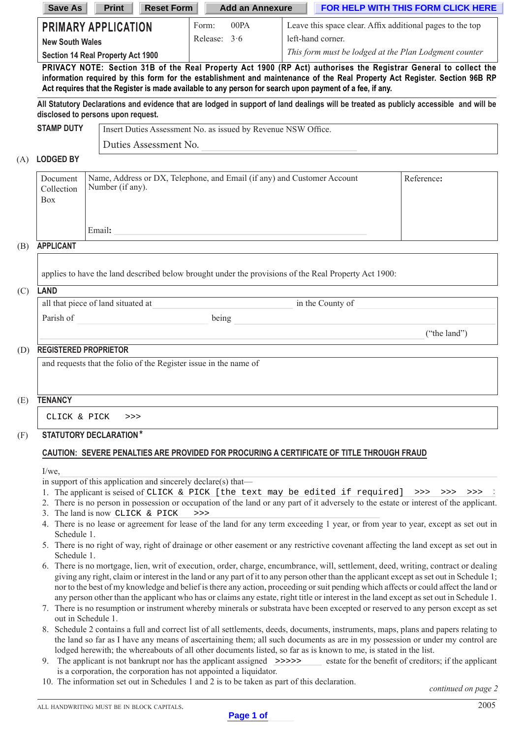Save As | Print | Reset Form | Add an Annexure | FOR HELP WITH THIS FORM CLICK HERE

| **PRIMARY APPLICATION** **New South Wales** **Section 14 Real Property Act 1900** | Form: 00PA Release: 3·6 | Leave this space clear. Affix additional pages to the top left-hand corner. *This form must be lodged at the Plan Lodgment counter* |
|---|---|---|

**PRIVACY NOTE: Section 31B of the Real Property Act 1900 (RP Act) authorises the Registrar General to collect the information required by this form for the establishment and maintenance of the Real Property Act Register. Section 96B RP Act requires that the Register is made available to any person for search upon payment of a fee, if any.**

**All Statutory Declarations and evidence that are lodged in support of land dealings will be treated as publicly accessible and will be disclosed to persons upon request.**

**STAMP DUTY**

Insert Duties Assessment No. as issued by Revenue NSW Office.

Duties Assessment No.

(A) **LODGED BY**

| Document Collection Box | Name, Address or DX, Telephone, and Email (if any) and Customer Account Number (if any). Email: | Reference: |
|---|---|---|

(B) **APPLICANT**

applies to have the land described below brought under the provisions of the Real Property Act 1900:

(C) **LAND**

all that piece of land situated at in the County of

Parish of being

("the land")

(D) **REGISTERED PROPRIETOR**

and requests that the folio of the Register issue in the name of

(E) **TENANCY**

CLICK & PICK >>>

(F) **STATUTORY DECLARATION***

**CAUTION: SEVERE PENALTIES ARE PROVIDED FOR PROCURING A CERTIFICATE OF TITLE THROUGH FRAUD**

I/we,

in support of this application and sincerely declare(s) that—

1. The applicant is seised of CLICK & PICK [the text may be edited if required] >>> >>> >>>
2. There is no person in possession or occupation of the land or any part of it adversely to the estate or interest of the applicant.
3. The land is now CLICK & PICK >>>
4. There is no lease or agreement for lease of the land for any term exceeding 1 year, or from year to year, except as set out in Schedule 1.
5. There is no right of way, right of drainage or other easement or any restrictive covenant affecting the land except as set out in Schedule 1.
6. There is no mortgage, lien, writ of execution, order, charge, encumbrance, will, settlement, deed, writing, contract or dealing giving any right, claim or interest in the land or any part of it to any person other than the applicant except as set out in Schedule 1; nor to the best of my knowledge and belief is there any action, proceeding or suit pending which affects or could affect the land or any person other than the applicant who has or claims any estate, right title or interest in the land except as set out in Schedule 1.
7. There is no resumption or instrument whereby minerals or substrata have been excepted or reserved to any person except as set out in Schedule 1.
8. Schedule 2 contains a full and correct list of all settlements, deeds, documents, instruments, maps, plans and papers relating to the land so far as I have any means of ascertaining them; all such documents as are in my possession or under my control are lodged herewith; the whereabouts of all other documents listed, so far as is known to me, is stated in the list.
9. The applicant is not bankrupt nor has the applicant assigned >>>>> estate for the benefit of creditors; if the applicant is a corporation, the corporation has not appointed a liquidator.
10. The information set out in Schedules 1 and 2 is to be taken as part of this declaration.

*continued on page 2*

ALL HANDWRITING MUST BE IN BLOCK CAPITALS.

2005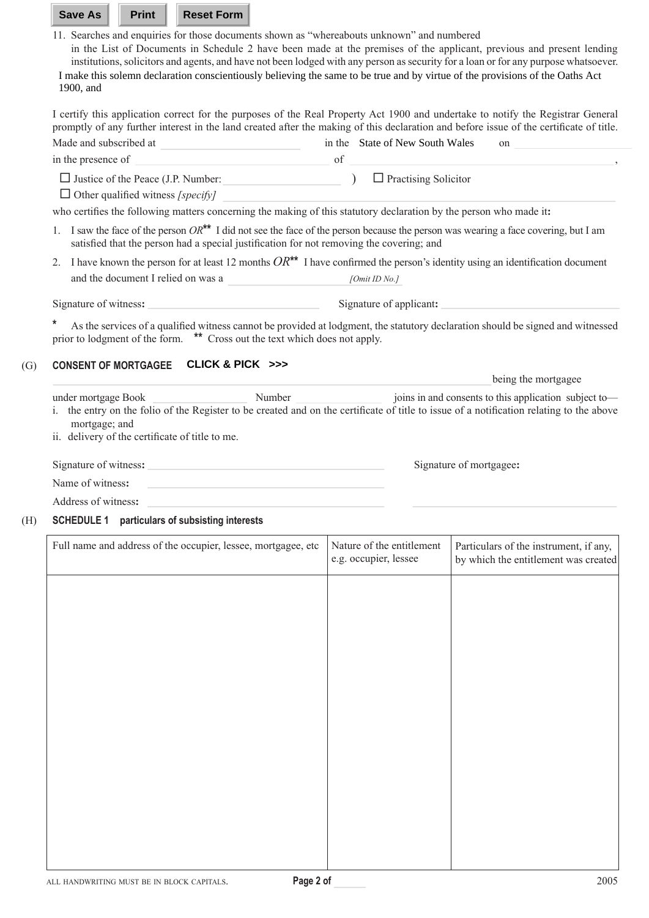11. Searches and enquiries for those documents shown as "whereabouts unknown" and numbered in the List of Documents in Schedule 2 have been made at the premises of the applicant, previous and present lending institutions, solicitors and agents, and have not been lodged with any person as security for a loan or for any purpose whatsoever.

I make this solemn declaration conscientiously believing the same to be true and by virtue of the provisions of the Oaths Act 1900, and

I certify this application correct for the purposes of the Real Property Act 1900 and undertake to notify the Registrar General promptly of any further interest in the land created after the making of this declaration and before issue of the certificate of title.

Made and subscribed at ______________________ in the State of New South Wales on ______________________

in the presence of ______________________ of ______________________,

☐ Justice of the Peace (J.P. Number: ______________________ ) ☐ Practising Solicitor

☐ Other qualified witness *[specify]* ______________________

who certifies the following matters concerning the making of this statutory declaration by the person who made it**:**

1. I saw the face of the person *OR*** I did not see the face of the person because the person was wearing a face covering, but I am satisfied that the person had a special justification for not removing the covering; and
2. I have known the person for at least 12 months *OR*** I have confirmed the person's identity using an identification document and the document I relied on was a ______________________ *[Omit ID No.]*

Signature of witness**:** ______________________ Signature of applicant**:** ______________________

\* As the services of a qualified witness cannot be provided at lodgment, the statutory declaration should be signed and witnessed prior to lodgment of the form. ** Cross out the text which does not apply.

(G) **CONSENT OF MORTGAGEE** **CLICK & PICK >>>**

______________________ being the mortgagee under mortgage Book ______________________ Number ______________________ joins in and consents to this application subject to—

i. the entry on the folio of the Register to be created and on the certificate of title to issue of a notification relating to the above mortgage; and
ii. delivery of the certificate of title to me.

Signature of witness**:** ______________________ Signature of mortgagee**:**

Name of witness**:** ______________________

Address of witness**:** ______________________

(H) **SCHEDULE 1 particulars of subsisting interests**

| Full name and address of the occupier, lessee, mortgagee, etc | Nature of the entitlement e.g. occupier, lessee | Particulars of the instrument, if any, by which the entitlement was created |
|---|---|---|
| | | |

ALL HANDWRITING MUST BE IN BLOCK CAPITALS.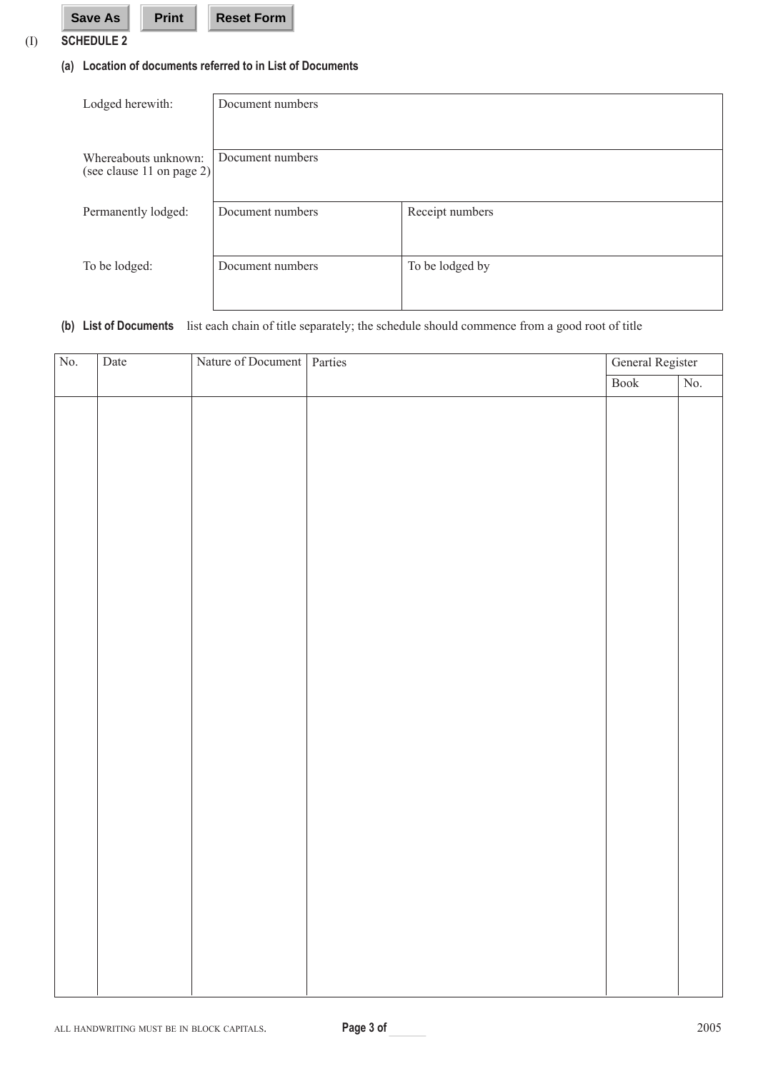(I) **SCHEDULE 2**

**(a) Location of documents referred to in List of Documents**

| | | |
|---|---|---|
| Lodged herewith: | Document numbers | |
| Whereabouts unknown: (see clause 11 on page 2) | Document numbers | |
| Permanently lodged: | Document numbers | Receipt numbers |
| To be lodged: | Document numbers | To be lodged by |

**(b) List of Documents** list each chain of title separately; the schedule should commence from a good root of title

| No. | Date | Nature of Document | Parties | General Register | |
|---|---|---|---|---|---|
| | | | | Book | No. |
| | | | | | |

ALL HANDWRITING MUST BE IN BLOCK CAPITALS.

2005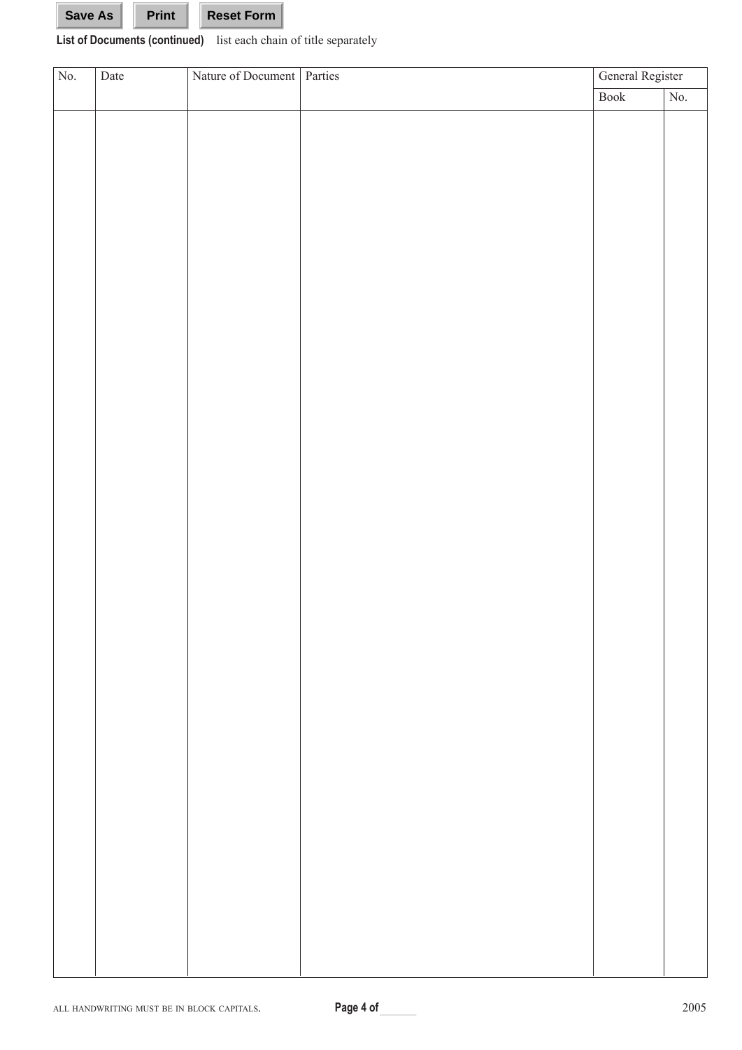Save As Print Reset Form

**List of Documents (continued)** list each chain of title separately

| No. | Date | Nature of Document | Parties | General Register | |
|---|---|---|---|---|---|
| | | | | Book | No. |
| | | | | | |

ALL HANDWRITING MUST BE IN BLOCK CAPITALS.

2005